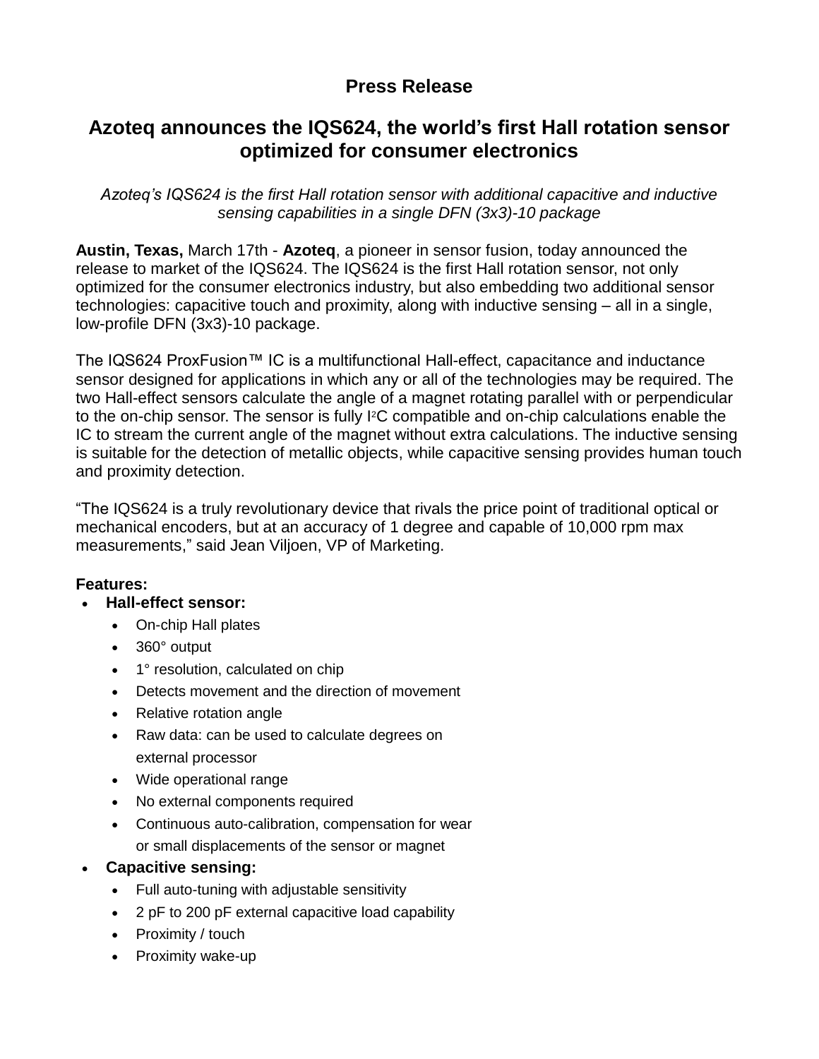**Press Release**

# Azoteq announces the IQS624, the world's first Hall rotation sensor optimized for consumer electronics

*Azoteq's IQS624 is the first Hall rotation sensor with additional capacitive and inductive sensing capabilities in a single DFN (3x3)-10 package*

**Austin, Texas,** March 17th - **Azoteq**, a pioneer in sensor fusion, today announced the release to market of the IQS624. The IQS624 is the first Hall rotation sensor, not only optimized for the consumer electronics industry, but also embedding two additional sensor technologies: capacitive touch and proximity, along with inductive sensing – all in a single, low-profile DFN (3x3)-10 package.

The IQS624 ProxFusion™ IC is a multifunctional Hall-effect, capacitance and inductance sensor designed for applications in which any or all of the technologies may be required. The two Hall-effect sensors calculate the angle of a magnet rotating parallel with or perpendicular to the on-chip sensor. The sensor is fully $I^2C$ compatible and on-chip calculations enable the IC to stream the current angle of the magnet without extra calculations. The inductive sensing is suitable for the detection of metallic objects, while capacitive sensing provides human touch and proximity detection.

"The IQS624 is a truly revolutionary device that rivals the price point of traditional optical or mechanical encoders, but at an accuracy of 1 degree and capable of 10,000 rpm max measurements," said Jean Viljoen, VP of Marketing.

**Features:**

- **Hall-effect sensor:**
  - On-chip Hall plates
  - 360° output
  - 1° resolution, calculated on chip
  - Detects movement and the direction of movement
  - Relative rotation angle
  - Raw data: can be used to calculate degrees on external processor
  - Wide operational range
  - No external components required
  - Continuous auto-calibration, compensation for wear or small displacements of the sensor or magnet
- **Capacitive sensing:**
  - Full auto-tuning with adjustable sensitivity
  - 2 pF to 200 pF external capacitive load capability
  - Proximity / touch
  - Proximity wake-up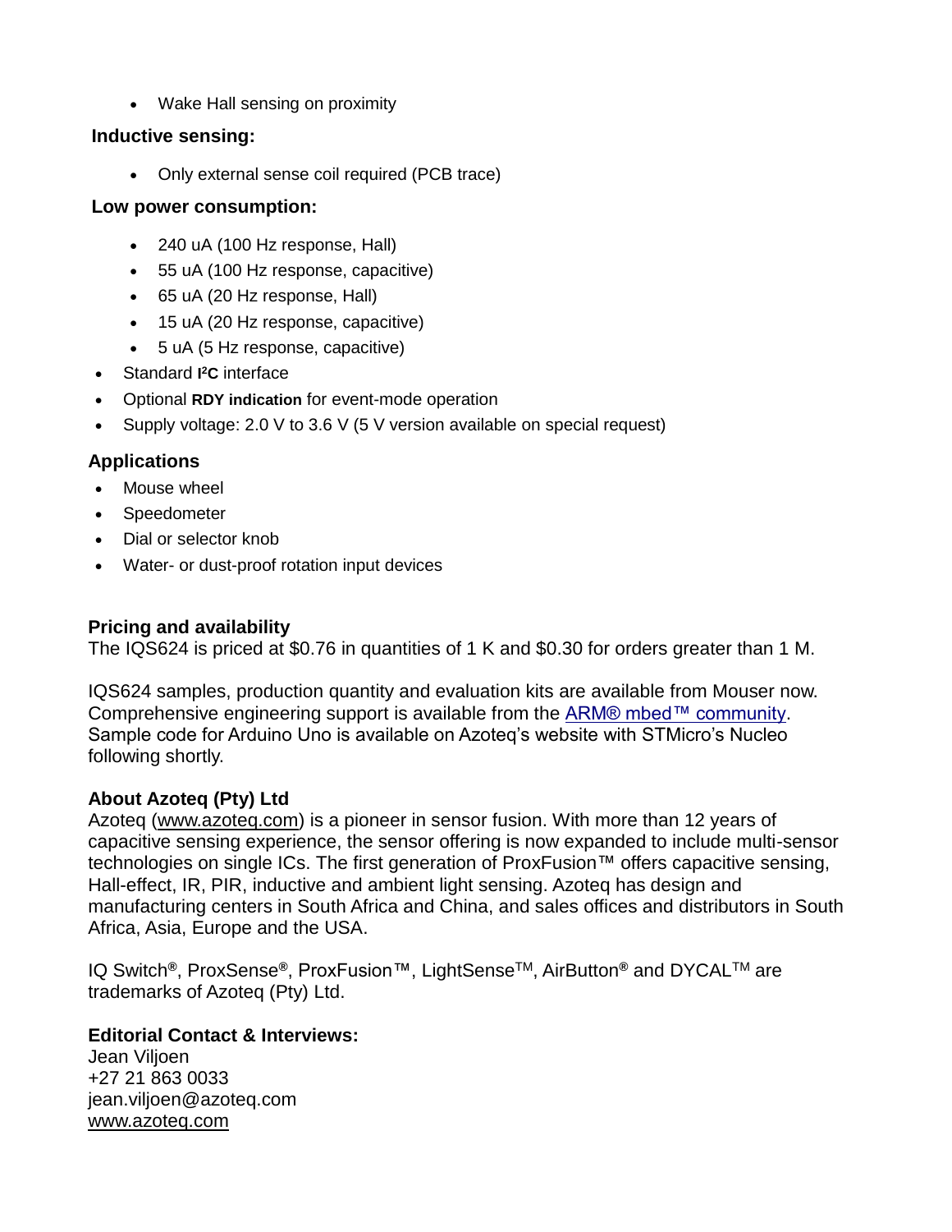- Wake Hall sensing on proximity

**Inductive sensing:**

- Only external sense coil required (PCB trace)

**Low power consumption:**

- 240 uA (100 Hz response, Hall)
- 55 uA (100 Hz response, capacitive)
- 65 uA (20 Hz response, Hall)
- 15 uA (20 Hz response, capacitive)
- 5 uA (5 Hz response, capacitive)

- Standard **I²C** interface
- Optional **RDY indication** for event-mode operation
- Supply voltage: 2.0 V to 3.6 V (5 V version available on special request)

## Applications

- Mouse wheel
- Speedometer
- Dial or selector knob
- Water- or dust-proof rotation input devices

**Pricing and availability**
The IQS624 is priced at $0.76 in quantities of 1 K and $0.30 for orders greater than 1 M.

IQS624 samples, production quantity and evaluation kits are available from Mouser now. Comprehensive engineering support is available from the ARM® mbed™ community. Sample code for Arduino Uno is available on Azoteq's website with STMicro's Nucleo following shortly.

**About Azoteq (Pty) Ltd**
Azoteq (www.azoteq.com) is a pioneer in sensor fusion. With more than 12 years of capacitive sensing experience, the sensor offering is now expanded to include multi-sensor technologies on single ICs. The first generation of ProxFusion™ offers capacitive sensing, Hall-effect, IR, PIR, inductive and ambient light sensing. Azoteq has design and manufacturing centers in South Africa and China, and sales offices and distributors in South Africa, Asia, Europe and the USA.

IQ Switch®, ProxSense®, ProxFusion™, LightSense™, AirButton® and DYCAL™ are trademarks of Azoteq (Pty) Ltd.

**Editorial Contact & Interviews:**
Jean Viljoen
+27 21 863 0033
jean.viljoen@azoteq.com
www.azoteq.com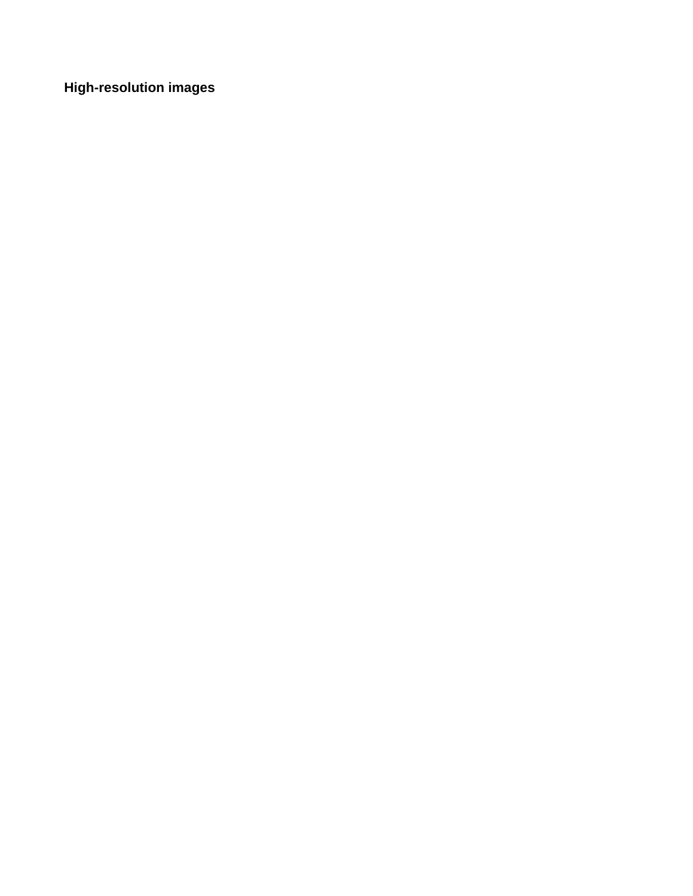**High-resolution images**